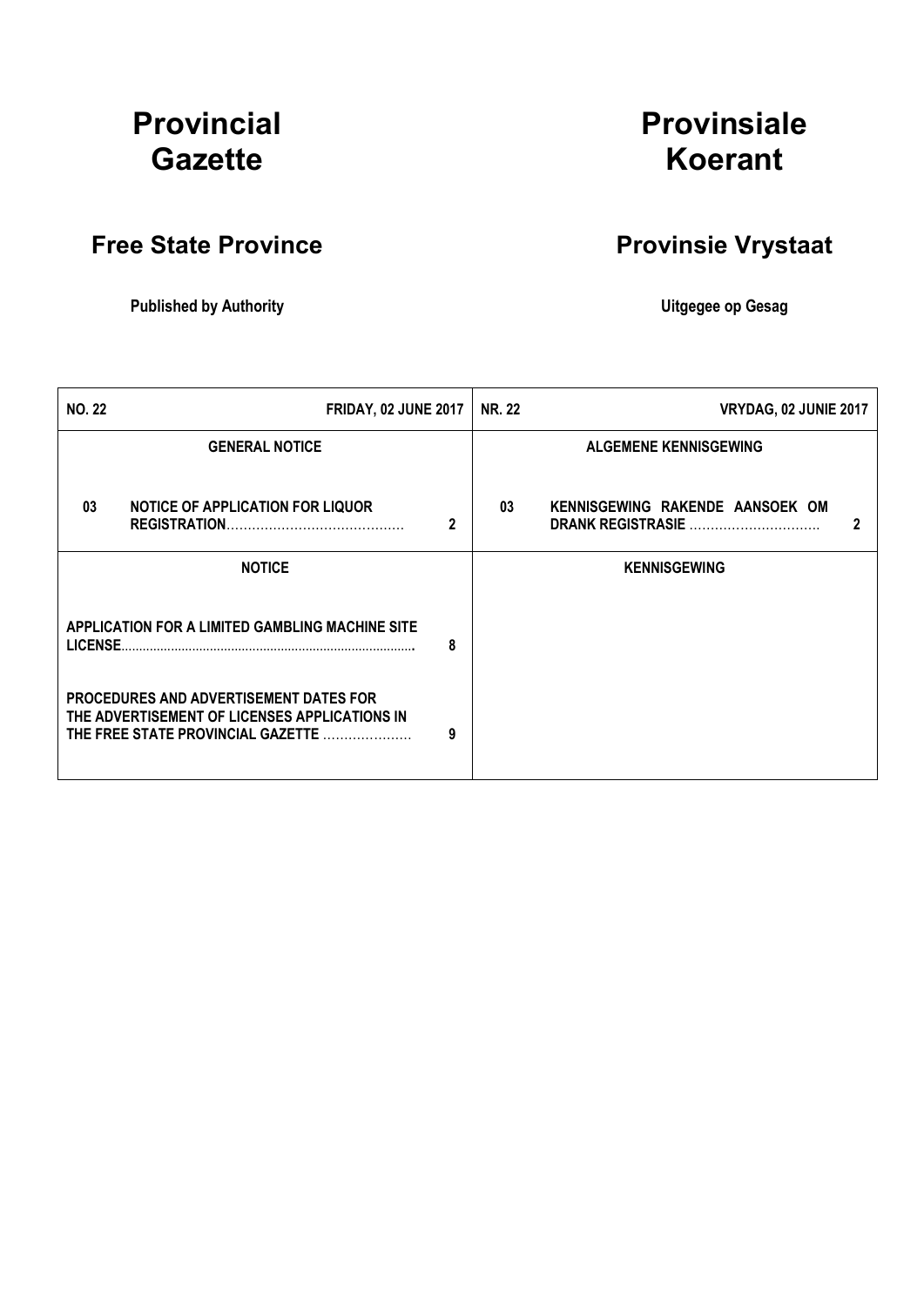# Provincial Gazette

# Provinsiale Koerant

## Free State Province

## Provinsie Vrystaat

**Published by Authority**

**Uitgegee op Gesag**

| **NO. 22** | **FRIDAY, 02 JUNE 2017** | | **NR. 22** | **VRYDAG, 02 JUNIE 2017** | |
|---|---|---|---|---|---|
| | **GENERAL NOTICE** | | | **ALGEMENE KENNISGEWING** | |
| **03** | **NOTICE OF APPLICATION FOR LIQUOR REGISTRATION**…………………………………… | **2** | **03** | **KENNISGEWING RAKENDE AANSOEK OM DRANK REGISTRASIE** ………………………… | **2** |
| | **NOTICE** | | | **KENNISGEWING** | |
| | **APPLICATION FOR A LIMITED GAMBLING MACHINE SITE LICENSE**……………………………………………………………………… | **8** | | | |
| | **PROCEDURES AND ADVERTISEMENT DATES FOR THE ADVERTISEMENT OF LICENSES APPLICATIONS IN THE FREE STATE PROVINCIAL GAZETTE** ………………… | **9** | | | |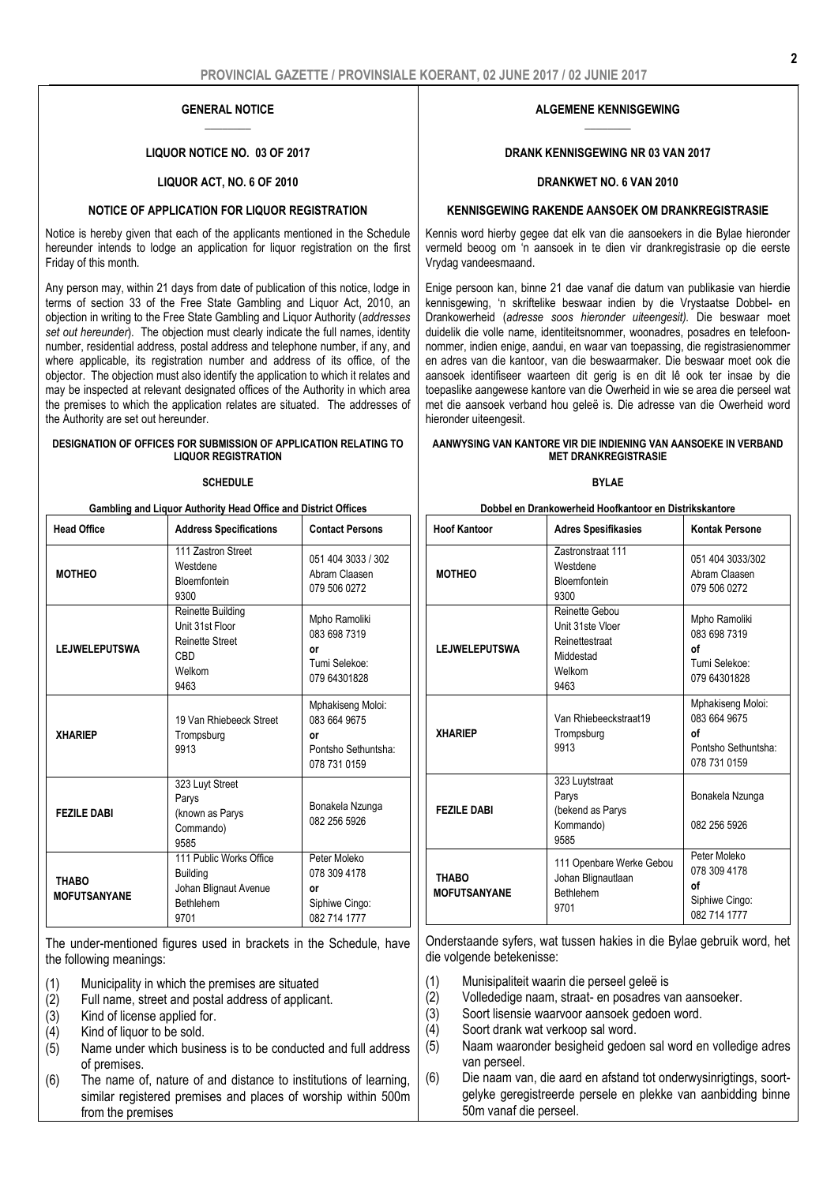## GENERAL NOTICE

### LIQUOR NOTICE NO. 03 OF 2017

### LIQUOR ACT, NO. 6 OF 2010

### NOTICE OF APPLICATION FOR LIQUOR REGISTRATION

Notice is hereby given that each of the applicants mentioned in the Schedule hereunder intends to lodge an application for liquor registration on the first Friday of this month.

Any person may, within 21 days from date of publication of this notice, lodge in terms of section 33 of the Free State Gambling and Liquor Act, 2010, an objection in writing to the Free State Gambling and Liquor Authority (*addresses set out hereunder*). The objection must clearly indicate the full names, identity number, residential address, postal address and telephone number, if any, and where applicable, its registration number and address of its office, of the objector. The objection must also identify the application to which it relates and may be inspected at relevant designated offices of the Authority in which area the premises to which the application relates are situated. The addresses of the Authority are set out hereunder.

**DESIGNATION OF OFFICES FOR SUBMISSION OF APPLICATION RELATING TO LIQUOR REGISTRATION**

**SCHEDULE**

**Gambling and Liquor Authority Head Office and District Offices**

| Head Office | Address Specifications | Contact Persons |
|---|---|---|
| **MOTHEO** | 111 Zastron Street<br>Westdene<br>Bloemfontein<br>9300 | 051 404 3033 / 302<br>Abram Claasen<br>079 506 0272 |
| **LEJWELEPUTSWA** | Reinette Building<br>Unit 31st Floor<br>Reinette Street<br>CBD<br>Welkom<br>9463 | Mpho Ramoliki<br>083 698 7319<br>**or**<br>Tumi Selekoe:<br>079 64301828 |
| **XHARIEP** | 19 Van Rhiebeeck Street<br>Trompsburg<br>9913 | Mphakiseng Moloi:<br>083 664 9675<br>**or**<br>Pontsho Sethuntsha:<br>078 731 0159 |
| **FEZILE DABI** | 323 Luyt Street<br>Parys<br>(known as Parys Commando)<br>9585 | Bonakela Nzunga<br>082 256 5926 |
| **THABO MOFUTSANYANE** | 111 Public Works Office Building<br>Johan Blignaut Avenue<br>Bethlehem<br>9701 | Peter Moleko<br>078 309 4178<br>**or**<br>Siphiwe Cingo:<br>082 714 1777 |

The under-mentioned figures used in brackets in the Schedule, have the following meanings:

(1) Municipality in which the premises are situated
(2) Full name, street and postal address of applicant.
(3) Kind of license applied for.
(4) Kind of liquor to be sold.
(5) Name under which business is to be conducted and full address of premises.
(6) The name of, nature of and distance to institutions of learning, similar registered premises and places of worship within 500m from the premises

## ALGEMENE KENNISGEWING

### DRANK KENNISGEWING NR 03 VAN 2017

### DRANKWET NO. 6 VAN 2010

### KENNISGEWING RAKENDE AANSOEK OM DRANKREGISTRASIE

Kennis word hierby gegee dat elk van die aansoekers in die Bylae hieronder vermeld beoog om 'n aansoek in te dien vir drankregistrasie op die eerste Vrydag vandeesmaand.

Enige persoon kan, binne 21 dae vanaf die datum van publikasie van hierdie kennisgewing, 'n skriftelike beswaar indien by die Vrystaatse Dobbel- en Drankowerheid (*adresse soos hieronder uiteengesit)*. Die beswaar moet duidelik die volle name, identiteitsnommer, woonadres, posadres en telefoonnommer, indien enige, aandui, en waar van toepassing, die registrasienommer en adres van die kantoor, van die beswaarmaker. Die beswaar moet ook die aansoek identifiseer waarteen dit gerig is en dit lê ook ter insae by die toepaslike aangewese kantore van die Owerheid in wie se area die perseel wat met die aansoek verband hou geleë is. Die adresse van die Owerheid word hieronder uiteengesit.

**AANWYSING VAN KANTORE VIR DIE INDIENING VAN AANSOEKE IN VERBAND MET DRANKREGISTRASIE**

**BYLAE**

**Dobbel en Drankowerheid Hoofkantoor en Distrikskantore**

| Hoof Kantoor | Adres Spesifikasies | Kontak Persone |
|---|---|---|
| **MOTHEO** | Zastronstraat 111<br>Westdene<br>Bloemfontein<br>9300 | 051 404 3033/302<br>Abram Claasen<br>079 506 0272 |
| **LEJWELEPUTSWA** | Reinette Gebou<br>Unit 31ste Vloer<br>Reinettestraat<br>Middestad<br>Welkom<br>9463 | Mpho Ramoliki<br>083 698 7319<br>**of**<br>Tumi Selekoe:<br>079 64301828 |
| **XHARIEP** | Van Rhiebeeckstraat19<br>Trompsburg<br>9913 | Mphakiseng Moloi:<br>083 664 9675<br>**of**<br>Pontsho Sethuntsha:<br>078 731 0159 |
| **FEZILE DABI** | 323 Luytstraat<br>Parys<br>(bekend as Parys Kommando)<br>9585 | Bonakela Nzunga<br>082 256 5926 |
| **THABO MOFUTSANYANE** | 111 Openbare Werke Gebou<br>Johan Blignautlaan<br>Bethlehem<br>9701 | Peter Moleko<br>078 309 4178<br>**of**<br>Siphiwe Cingo:<br>082 714 1777 |

Onderstaande syfers, wat tussen hakies in die Bylae gebruik word, het die volgende betekenisse:

(1) Munisipaliteit waarin die perseel geleë is
(2) Volledige naam, straat- en posadres van aansoeker.
(3) Soort lisensie waarvoor aansoek gedoen word.
(4) Soort drank wat verkoop sal word.
(5) Naam waaronder besigheid gedoen sal word en volledige adres van perseel.
(6) Die naam van, die aard en afstand tot onderwysinrigtings, soortgelyke geregistreerde persele en plekke van aanbidding binne 50m vanaf die perseel.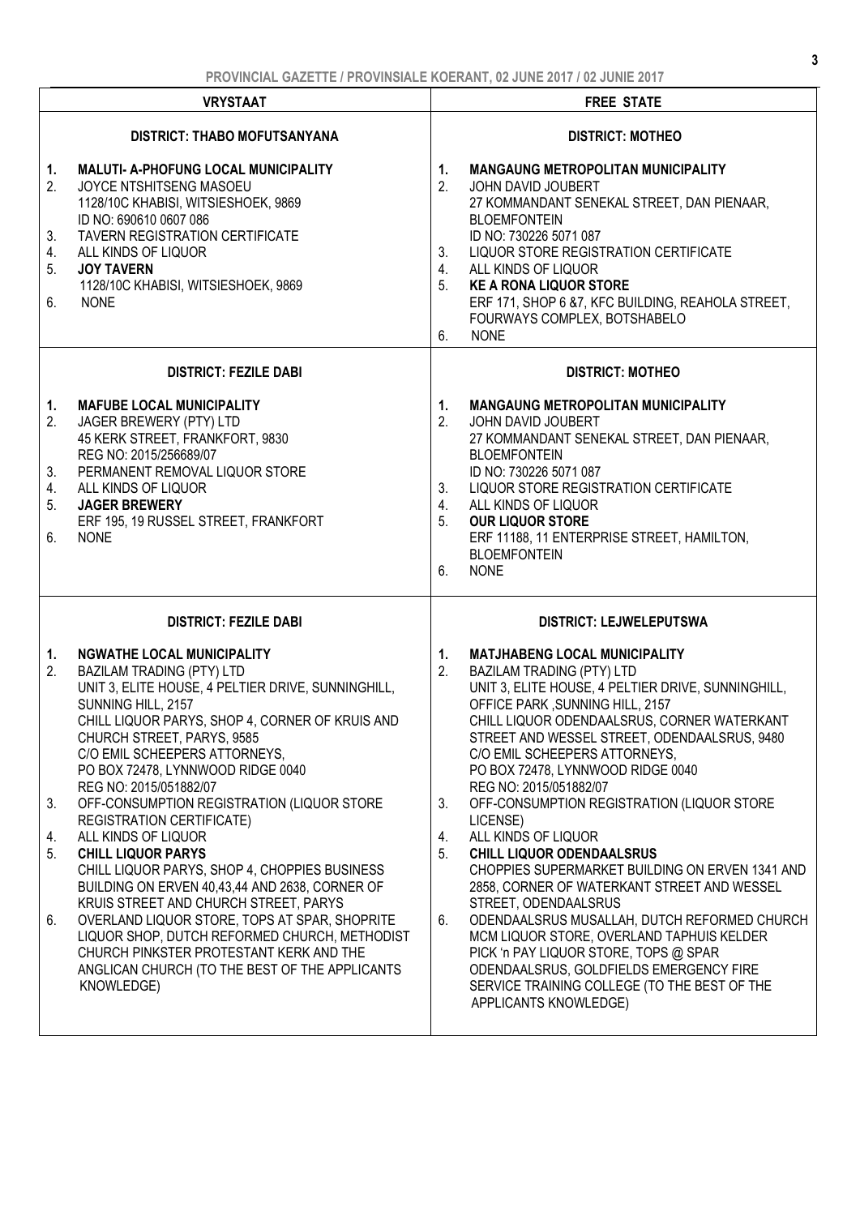| VRYSTAAT | FREE STATE |
|---|---|
| **DISTRICT: THABO MOFUTSANYANA** | **DISTRICT: MOTHEO** |
| **1.** **MALUTI- A-PHOFUNG LOCAL MUNICIPALITY**<br>2. JOYCE NTSHITSENG MASOEU<br>1128/10C KHABISI, WITSIESHOEK, 9869<br>ID NO: 690610 0607 086<br>3. TAVERN REGISTRATION CERTIFICATE<br>4. ALL KINDS OF LIQUOR<br>5. **JOY TAVERN**<br>1128/10C KHABISI, WITSIESHOEK, 9869<br>6. NONE | **1.** **MANGAUNG METROPOLITAN MUNICIPALITY**<br>2. JOHN DAVID JOUBERT<br>27 KOMMANDANT SENEKAL STREET, DAN PIENAAR, BLOEMFONTEIN<br>ID NO: 730226 5071 087<br>3. LIQUOR STORE REGISTRATION CERTIFICATE<br>4. ALL KINDS OF LIQUOR<br>5. **KE A RONA LIQUOR STORE**<br>ERF 171, SHOP 6 &7, KFC BUILDING, REAHOLA STREET, FOURWAYS COMPLEX, BOTSHABELO<br>6. NONE |
| **DISTRICT: FEZILE DABI** | **DISTRICT: MOTHEO** |
| **1.** **MAFUBE LOCAL MUNICIPALITY**<br>2. JAGER BREWERY (PTY) LTD<br>45 KERK STREET, FRANKFORT, 9830<br>REG NO: 2015/256689/07<br>3. PERMANENT REMOVAL LIQUOR STORE<br>4. ALL KINDS OF LIQUOR<br>5. **JAGER BREWERY**<br>ERF 195, 19 RUSSEL STREET, FRANKFORT<br>6. NONE | **1.** **MANGAUNG METROPOLITAN MUNICIPALITY**<br>2. JOHN DAVID JOUBERT<br>27 KOMMANDANT SENEKAL STREET, DAN PIENAAR, BLOEMFONTEIN<br>ID NO: 730226 5071 087<br>3. LIQUOR STORE REGISTRATION CERTIFICATE<br>4. ALL KINDS OF LIQUOR<br>5. **OUR LIQUOR STORE**<br>ERF 11188, 11 ENTERPRISE STREET, HAMILTON, BLOEMFONTEIN<br>6. NONE |
| **DISTRICT: FEZILE DABI** | **DISTRICT: LEJWELEPUTSWA** |
| **1.** **NGWATHE LOCAL MUNICIPALITY**<br>2. BAZILAM TRADING (PTY) LTD<br>UNIT 3, ELITE HOUSE, 4 PELTIER DRIVE, SUNNINGHILL, SUNNING HILL, 2157<br>CHILL LIQUOR PARYS, SHOP 4, CORNER OF KRUIS AND CHURCH STREET, PARYS, 9585<br>C/O EMIL SCHEEPERS ATTORNEYS,<br>PO BOX 72478, LYNNWOOD RIDGE 0040<br>REG NO: 2015/051882/07<br>3. OFF-CONSUMPTION REGISTRATION (LIQUOR STORE REGISTRATION CERTIFICATE)<br>4. ALL KINDS OF LIQUOR<br>5. **CHILL LIQUOR PARYS**<br>CHILL LIQUOR PARYS, SHOP 4, CHOPPIES BUSINESS BUILDING ON ERVEN 40,43,44 AND 2638, CORNER OF KRUIS STREET AND CHURCH STREET, PARYS<br>6. OVERLAND LIQUOR STORE, TOPS AT SPAR, SHOPRITE LIQUOR SHOP, DUTCH REFORMED CHURCH, METHODIST CHURCH PINKSTER PROTESTANT KERK AND THE ANGLICAN CHURCH (TO THE BEST OF THE APPLICANTS KNOWLEDGE) | **1.** **MATJHABENG LOCAL MUNICIPALITY**<br>2. BAZILAM TRADING (PTY) LTD<br>UNIT 3, ELITE HOUSE, 4 PELTIER DRIVE, SUNNINGHILL, OFFICE PARK ,SUNNING HILL, 2157<br>CHILL LIQUOR ODENDAALSRUS, CORNER WATERKANT STREET AND WESSEL STREET, ODENDAALSRUS, 9480<br>C/O EMIL SCHEEPERS ATTORNEYS,<br>PO BOX 72478, LYNNWOOD RIDGE 0040<br>REG NO: 2015/051882/07<br>3. OFF-CONSUMPTION REGISTRATION (LIQUOR STORE LICENSE)<br>4. ALL KINDS OF LIQUOR<br>5. **CHILL LIQUOR ODENDAALSRUS**<br>CHOPPIES SUPERMARKET BUILDING ON ERVEN 1341 AND 2858, CORNER OF WATERKANT STREET AND WESSEL STREET, ODENDAALSRUS<br>6. ODENDAALSRUS MUSALLAH, DUTCH REFORMED CHURCH MCM LIQUOR STORE, OVERLAND TAPHUIS KELDER PICK 'n PAY LIQUOR STORE, TOPS @ SPAR ODENDAALSRUS, GOLDFIELDS EMERGENCY FIRE SERVICE TRAINING COLLEGE (TO THE BEST OF THE APPLICANTS KNOWLEDGE) |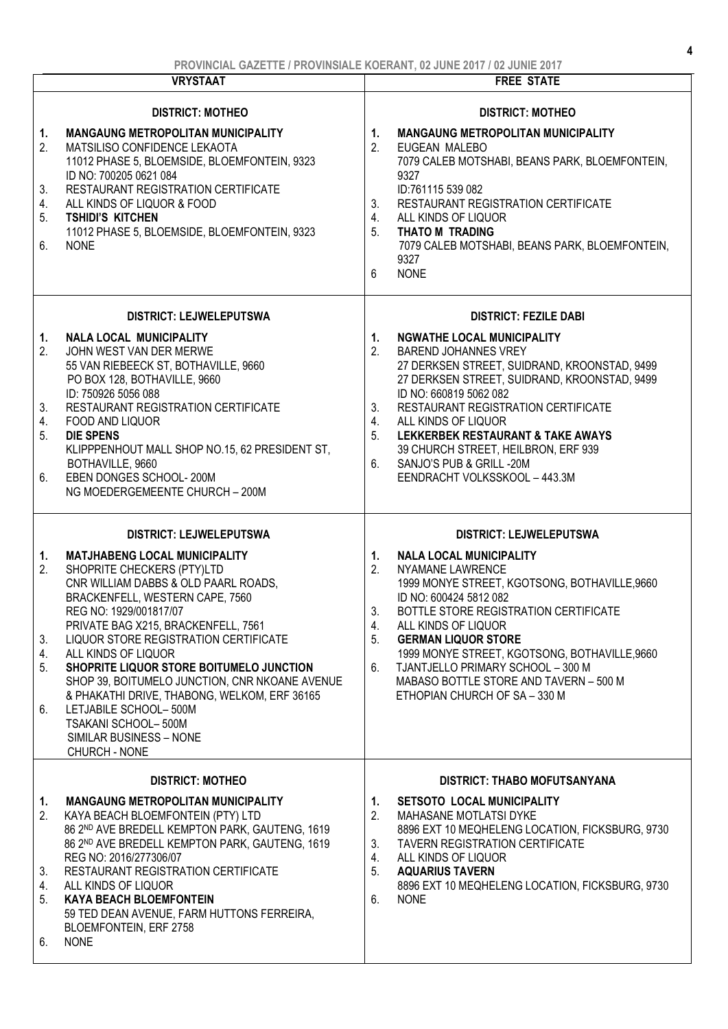| VRYSTAAT | FREE STATE |
|---|---|
| **DISTRICT: MOTHEO**<br>1. **MANGAUNG METROPOLITAN MUNICIPALITY**<br>2. MATSILISO CONFIDENCE LEKAOTA<br>11012 PHASE 5, BLOEMSIDE, BLOEMFONTEIN, 9323<br>ID NO: 700205 0621 084<br>3. RESTAURANT REGISTRATION CERTIFICATE<br>4. ALL KINDS OF LIQUOR & FOOD<br>5. **TSHIDI'S KITCHEN**<br>11012 PHASE 5, BLOEMSIDE, BLOEMFONTEIN, 9323<br>6. NONE | **DISTRICT: MOTHEO**<br>1. **MANGAUNG METROPOLITAN MUNICIPALITY**<br>2. EUGEAN MALEBO<br>7079 CALEB MOTSHABI, BEANS PARK, BLOEMFONTEIN, 9327<br>ID:761115 539 082<br>3. RESTAURANT REGISTRATION CERTIFICATE<br>4. ALL KINDS OF LIQUOR<br>5. **THATO M TRADING**<br>7079 CALEB MOTSHABI, BEANS PARK, BLOEMFONTEIN, 9327<br>6 NONE |
| **DISTRICT: LEJWELEPUTSWA**<br>1. **NALA LOCAL MUNICIPALITY**<br>2. JOHN WEST VAN DER MERWE<br>55 VAN RIEBEECK ST, BOTHAVILLE, 9660<br>PO BOX 128, BOTHAVILLE, 9660<br>ID: 750926 5056 088<br>3. RESTAURANT REGISTRATION CERTIFICATE<br>4. FOOD AND LIQUOR<br>5. **DIE SPENS**<br>KLIPPPENHOUT MALL SHOP NO.15, 62 PRESIDENT ST, BOTHAVILLE, 9660<br>6. EBEN DONGES SCHOOL- 200M<br>NG MOEDERGEMEENTE CHURCH – 200M | **DISTRICT: FEZILE DABI**<br>1. **NGWATHE LOCAL MUNICIPALITY**<br>2. BAREND JOHANNES VREY<br>27 DERKSEN STREET, SUIDRAND, KROONSTAD, 9499<br>27 DERKSEN STREET, SUIDRAND, KROONSTAD, 9499<br>ID NO: 660819 5062 082<br>3. RESTAURANT REGISTRATION CERTIFICATE<br>4. ALL KINDS OF LIQUOR<br>5. **LEKKERBEK RESTAURANT & TAKE AWAYS**<br>39 CHURCH STREET, HEILBRON, ERF 939<br>6. SANJO'S PUB & GRILL -20M<br>EENDRACHT VOLKSSKOOL – 443.3M |
| **DISTRICT: LEJWELEPUTSWA**<br>1. **MATJHABENG LOCAL MUNICIPALITY**<br>2. SHOPRITE CHECKERS (PTY)LTD<br>CNR WILLIAM DABBS & OLD PAARL ROADS, BRACKENFELL, WESTERN CAPE, 7560<br>REG NO: 1929/001817/07<br>PRIVATE BAG X215, BRACKENFELL, 7561<br>3. LIQUOR STORE REGISTRATION CERTIFICATE<br>4. ALL KINDS OF LIQUOR<br>5. **SHOPRITE LIQUOR STORE BOITUMELO JUNCTION**<br>SHOP 39, BOITUMELO JUNCTION, CNR NKOANE AVENUE & PHAKATHI DRIVE, THABONG, WELKOM, ERF 36165<br>6. LETJABILE SCHOOL– 500M<br>TSAKANI SCHOOL– 500M<br>SIMILAR BUSINESS – NONE<br>CHURCH - NONE | **DISTRICT: LEJWELEPUTSWA**<br>1. **NALA LOCAL MUNICIPALITY**<br>2. NYAMANE LAWRENCE<br>1999 MONYE STREET, KGOTSONG, BOTHAVILLE,9660<br>ID NO: 600424 5812 082<br>3. BOTTLE STORE REGISTRATION CERTIFICATE<br>4. ALL KINDS OF LIQUOR<br>5. **GERMAN LIQUOR STORE**<br>1999 MONYE STREET, KGOTSONG, BOTHAVILLE,9660<br>6. TJANTJELLO PRIMARY SCHOOL – 300 M<br>MABASO BOTTLE STORE AND TAVERN – 500 M<br>ETHOPIAN CHURCH OF SA – 330 M |
| **DISTRICT: MOTHEO**<br>1. **MANGAUNG METROPOLITAN MUNICIPALITY**<br>2. KAYA BEACH BLOEMFONTEIN (PTY) LTD<br>86 2ND AVE BREDELL KEMPTON PARK, GAUTENG, 1619<br>86 2ND AVE BREDELL KEMPTON PARK, GAUTENG, 1619<br>REG NO: 2016/277306/07<br>3. RESTAURANT REGISTRATION CERTIFICATE<br>4. ALL KINDS OF LIQUOR<br>5. **KAYA BEACH BLOEMFONTEIN**<br>59 TED DEAN AVENUE, FARM HUTTONS FERREIRA, BLOEMFONTEIN, ERF 2758<br>6. NONE | **DISTRICT: THABO MOFUTSANYANA**<br>1. **SETSOTO LOCAL MUNICIPALITY**<br>2. MAHASANE MOTLATSI DYKE<br>8896 EXT 10 MEQHELENG LOCATION, FICKSBURG, 9730<br>3. TAVERN REGISTRATION CERTIFICATE<br>4. ALL KINDS OF LIQUOR<br>5. **AQUARIUS TAVERN**<br>8896 EXT 10 MEQHELENG LOCATION, FICKSBURG, 9730<br>6. NONE |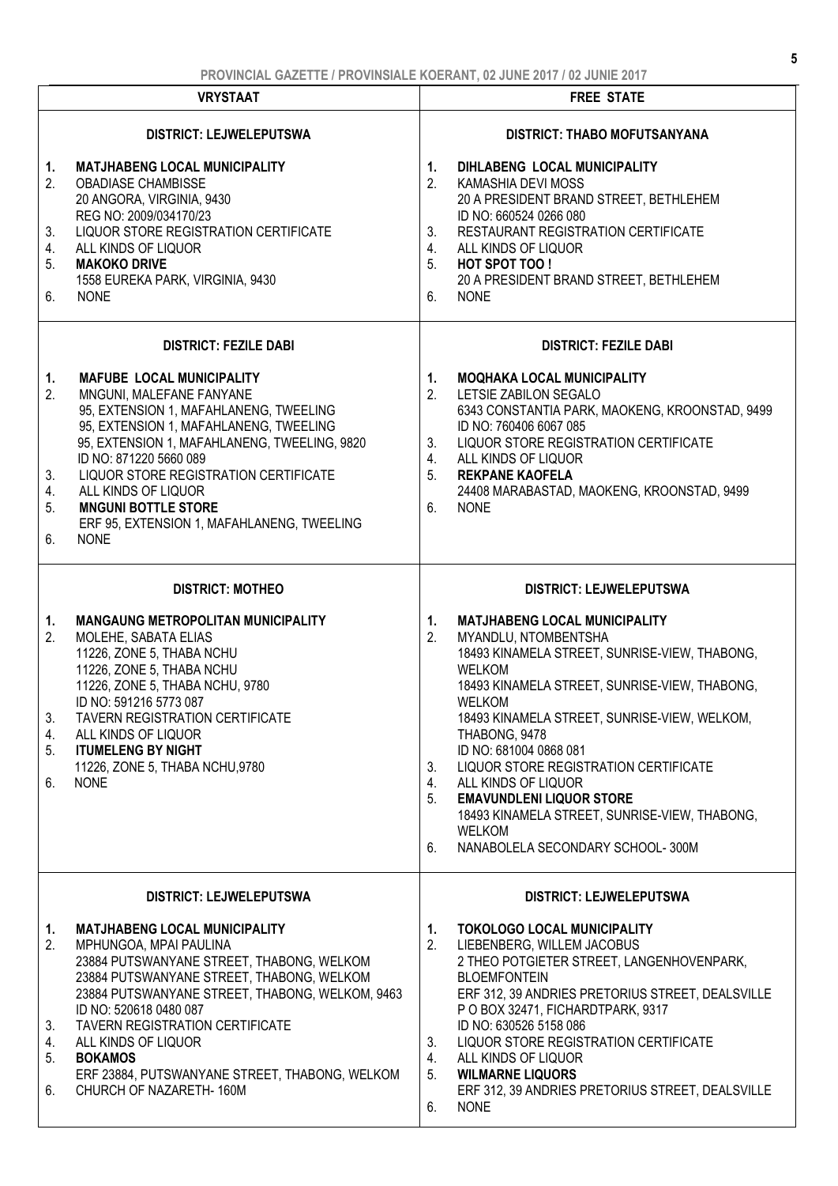| VRYSTAAT | FREE STATE |
|---|---|
| **DISTRICT: LEJWELEPUTSWA**<br><br>1. **MATJHABENG LOCAL MUNICIPALITY**<br>2. OBADIASE CHAMBISSE<br>20 ANGORA, VIRGINIA, 9430<br>REG NO: 2009/034170/23<br>3. LIQUOR STORE REGISTRATION CERTIFICATE<br>4. ALL KINDS OF LIQUOR<br>5. **MAKOKO DRIVE**<br>1558 EUREKA PARK, VIRGINIA, 9430<br>6. NONE | **DISTRICT: THABO MOFUTSANYANA**<br><br>1. **DIHLABENG LOCAL MUNICIPALITY**<br>2. KAMASHIA DEVI MOSS<br>20 A PRESIDENT BRAND STREET, BETHLEHEM<br>ID NO: 660524 0266 080<br>3. RESTAURANT REGISTRATION CERTIFICATE<br>4. ALL KINDS OF LIQUOR<br>5. **HOT SPOT TOO !**<br>20 A PRESIDENT BRAND STREET, BETHLEHEM<br>6. NONE |
| **DISTRICT: FEZILE DABI**<br><br>1. **MAFUBE LOCAL MUNICIPALITY**<br>2. MNGUNI, MALEFANE FANYANE<br>95, EXTENSION 1, MAFAHLANENG, TWEELING<br>95, EXTENSION 1, MAFAHLANENG, TWEELING<br>95, EXTENSION 1, MAFAHLANENG, TWEELING, 9820<br>ID NO: 871220 5660 089<br>3. LIQUOR STORE REGISTRATION CERTIFICATE<br>4. ALL KINDS OF LIQUOR<br>5. **MNGUNI BOTTLE STORE**<br>ERF 95, EXTENSION 1, MAFAHLANENG, TWEELING<br>6. NONE | **DISTRICT: FEZILE DABI**<br><br>1. **MOQHAKA LOCAL MUNICIPALITY**<br>2. LETSIE ZABILON SEGALO<br>6343 CONSTANTIA PARK, MAOKENG, KROONSTAD, 9499<br>ID NO: 760406 6067 085<br>3. LIQUOR STORE REGISTRATION CERTIFICATE<br>4. ALL KINDS OF LIQUOR<br>5. **REKPANE KAOFELA**<br>24408 MARABASTAD, MAOKENG, KROONSTAD, 9499<br>6. NONE |
| **DISTRICT: MOTHEO**<br><br>1. **MANGAUNG METROPOLITAN MUNICIPALITY**<br>2. MOLEHE, SABATA ELIAS<br>11226, ZONE 5, THABA NCHU<br>11226, ZONE 5, THABA NCHU<br>11226, ZONE 5, THABA NCHU, 9780<br>ID NO: 591216 5773 087<br>3. TAVERN REGISTRATION CERTIFICATE<br>4. ALL KINDS OF LIQUOR<br>5. **ITUMELENG BY NIGHT**<br>11226, ZONE 5, THABA NCHU,9780<br>6. NONE | **DISTRICT: LEJWELEPUTSWA**<br><br>1. **MATJHABENG LOCAL MUNICIPALITY**<br>2. MYANDLU, NTOMBENTSHA<br>18493 KINAMELA STREET, SUNRISE-VIEW, THABONG, WELKOM<br>18493 KINAMELA STREET, SUNRISE-VIEW, THABONG, WELKOM<br>18493 KINAMELA STREET, SUNRISE-VIEW, WELKOM, THABONG, 9478<br>ID NO: 681004 0868 081<br>3. LIQUOR STORE REGISTRATION CERTIFICATE<br>4. ALL KINDS OF LIQUOR<br>5. **EMAVUNDLENI LIQUOR STORE**<br>18493 KINAMELA STREET, SUNRISE-VIEW, THABONG, WELKOM<br>6. NANABOLELA SECONDARY SCHOOL- 300M |
| **DISTRICT: LEJWELEPUTSWA**<br><br>1. **MATJHABENG LOCAL MUNICIPALITY**<br>2. MPHUNGOA, MPAI PAULINA<br>23884 PUTSWANYANE STREET, THABONG, WELKOM<br>23884 PUTSWANYANE STREET, THABONG, WELKOM<br>23884 PUTSWANYANE STREET, THABONG, WELKOM, 9463<br>ID NO: 520618 0480 087<br>3. TAVERN REGISTRATION CERTIFICATE<br>4. ALL KINDS OF LIQUOR<br>5. **BOKAMOS**<br>ERF 23884, PUTSWANYANE STREET, THABONG, WELKOM<br>6. CHURCH OF NAZARETH- 160M | **DISTRICT: LEJWELEPUTSWA**<br><br>1. **TOKOLOGO LOCAL MUNICIPALITY**<br>2. LIEBENBERG, WILLEM JACOBUS<br>2 THEO POTGIETER STREET, LANGENHOVENPARK, BLOEMFONTEIN<br>ERF 312, 39 ANDRIES PRETORIUS STREET, DEALSVILLE<br>P O BOX 32471, FICHARDTPARK, 9317<br>ID NO: 630526 5158 086<br>3. LIQUOR STORE REGISTRATION CERTIFICATE<br>4. ALL KINDS OF LIQUOR<br>5. **WILMARNE LIQUORS**<br>ERF 312, 39 ANDRIES PRETORIUS STREET, DEALSVILLE<br>6. NONE |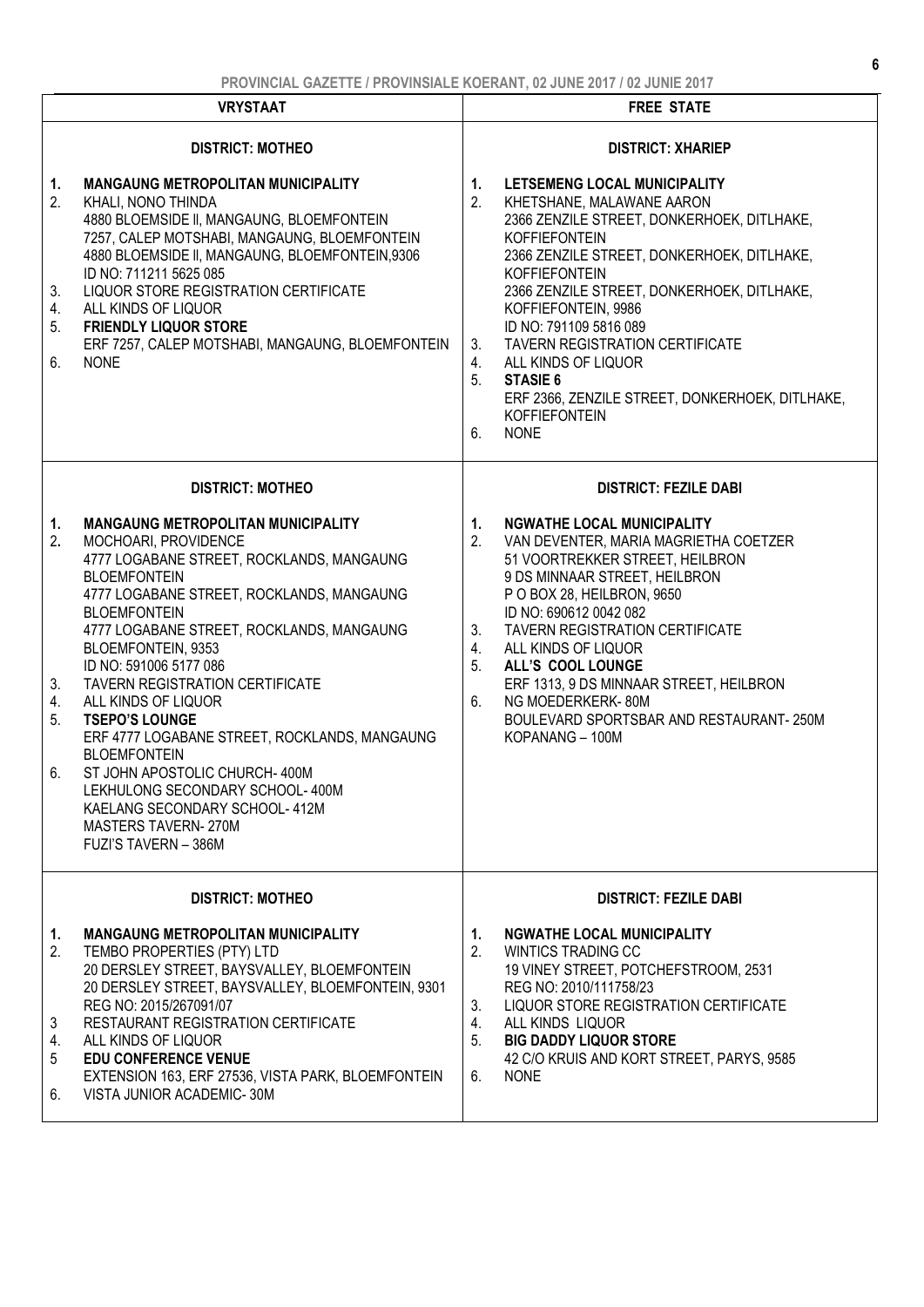| VRYSTAAT | FREE STATE |
|---|---|
| **DISTRICT: MOTHEO**<br><br>1. **MANGAUNG METROPOLITAN MUNICIPALITY**<br>2. KHALI, NONO THINDA<br>4880 BLOEMSIDE II, MANGAUNG, BLOEMFONTEIN<br>7257, CALEP MOTSHABI, MANGAUNG, BLOEMFONTEIN<br>4880 BLOEMSIDE II, MANGAUNG, BLOEMFONTEIN,9306<br>ID NO: 711211 5625 085<br>3. LIQUOR STORE REGISTRATION CERTIFICATE<br>4. ALL KINDS OF LIQUOR<br>5. **FRIENDLY LIQUOR STORE**<br>ERF 7257, CALEP MOTSHABI, MANGAUNG, BLOEMFONTEIN<br>6. NONE | **DISTRICT: XHARIEP**<br><br>1. **LETSEMENG LOCAL MUNICIPALITY**<br>2. KHETSHANE, MALAWANE AARON<br>2366 ZENZILE STREET, DONKERHOEK, DITLHAKE, KOFFIEFONTEIN<br>2366 ZENZILE STREET, DONKERHOEK, DITLHAKE, KOFFIEFONTEIN<br>2366 ZENZILE STREET, DONKERHOEK, DITLHAKE, KOFFIEFONTEIN, 9986<br>ID NO: 791109 5816 089<br>3. TAVERN REGISTRATION CERTIFICATE<br>4. ALL KINDS OF LIQUOR<br>5. **STASIE 6**<br>ERF 2366, ZENZILE STREET, DONKERHOEK, DITLHAKE, KOFFIEFONTEIN<br>6. NONE |
| **DISTRICT: MOTHEO**<br><br>1. **MANGAUNG METROPOLITAN MUNICIPALITY**<br>2. MOCHOARI, PROVIDENCE<br>4777 LOGABANE STREET, ROCKLANDS, MANGAUNG BLOEMFONTEIN<br>4777 LOGABANE STREET, ROCKLANDS, MANGAUNG BLOEMFONTEIN<br>4777 LOGABANE STREET, ROCKLANDS, MANGAUNG BLOEMFONTEIN, 9353<br>ID NO: 591006 5177 086<br>3. TAVERN REGISTRATION CERTIFICATE<br>4. ALL KINDS OF LIQUOR<br>5. **TSEPO'S LOUNGE**<br>ERF 4777 LOGABANE STREET, ROCKLANDS, MANGAUNG BLOEMFONTEIN<br>6. ST JOHN APOSTOLIC CHURCH- 400M<br>LEKHULONG SECONDARY SCHOOL- 400M<br>KAELANG SECONDARY SCHOOL- 412M<br>MASTERS TAVERN- 270M<br>FUZI'S TAVERN – 386M | **DISTRICT: FEZILE DABI**<br><br>1. **NGWATHE LOCAL MUNICIPALITY**<br>2. VAN DEVENTER, MARIA MAGRIETHA COETZER<br>51 VOORTREKKER STREET, HEILBRON<br>9 DS MINNAAR STREET, HEILBRON<br>P O BOX 28, HEILBRON, 9650<br>ID NO: 690612 0042 082<br>3. TAVERN REGISTRATION CERTIFICATE<br>4. ALL KINDS OF LIQUOR<br>5. **ALL'S COOL LOUNGE**<br>ERF 1313, 9 DS MINNAAR STREET, HEILBRON<br>6. NG MOEDERKERK- 80M<br>BOULEVARD SPORTSBAR AND RESTAURANT- 250M<br>KOPANANG – 100M |
| **DISTRICT: MOTHEO**<br><br>1. **MANGAUNG METROPOLITAN MUNICIPALITY**<br>2. TEMBO PROPERTIES (PTY) LTD<br>20 DERSLEY STREET, BAYSVALLEY, BLOEMFONTEIN<br>20 DERSLEY STREET, BAYSVALLEY, BLOEMFONTEIN, 9301<br>REG NO: 2015/267091/07<br>3 RESTAURANT REGISTRATION CERTIFICATE<br>4. ALL KINDS OF LIQUOR<br>5 **EDU CONFERENCE VENUE**<br>EXTENSION 163, ERF 27536, VISTA PARK, BLOEMFONTEIN<br>6. VISTA JUNIOR ACADEMIC- 30M | **DISTRICT: FEZILE DABI**<br><br>1. **NGWATHE LOCAL MUNICIPALITY**<br>2. WINTICS TRADING CC<br>19 VINEY STREET, POTCHEFSTROOM, 2531<br>REG NO: 2010/111758/23<br>3. LIQUOR STORE REGISTRATION CERTIFICATE<br>4. ALL KINDS LIQUOR<br>5. **BIG DADDY LIQUOR STORE**<br>42 C/O KRUIS AND KORT STREET, PARYS, 9585<br>6. NONE |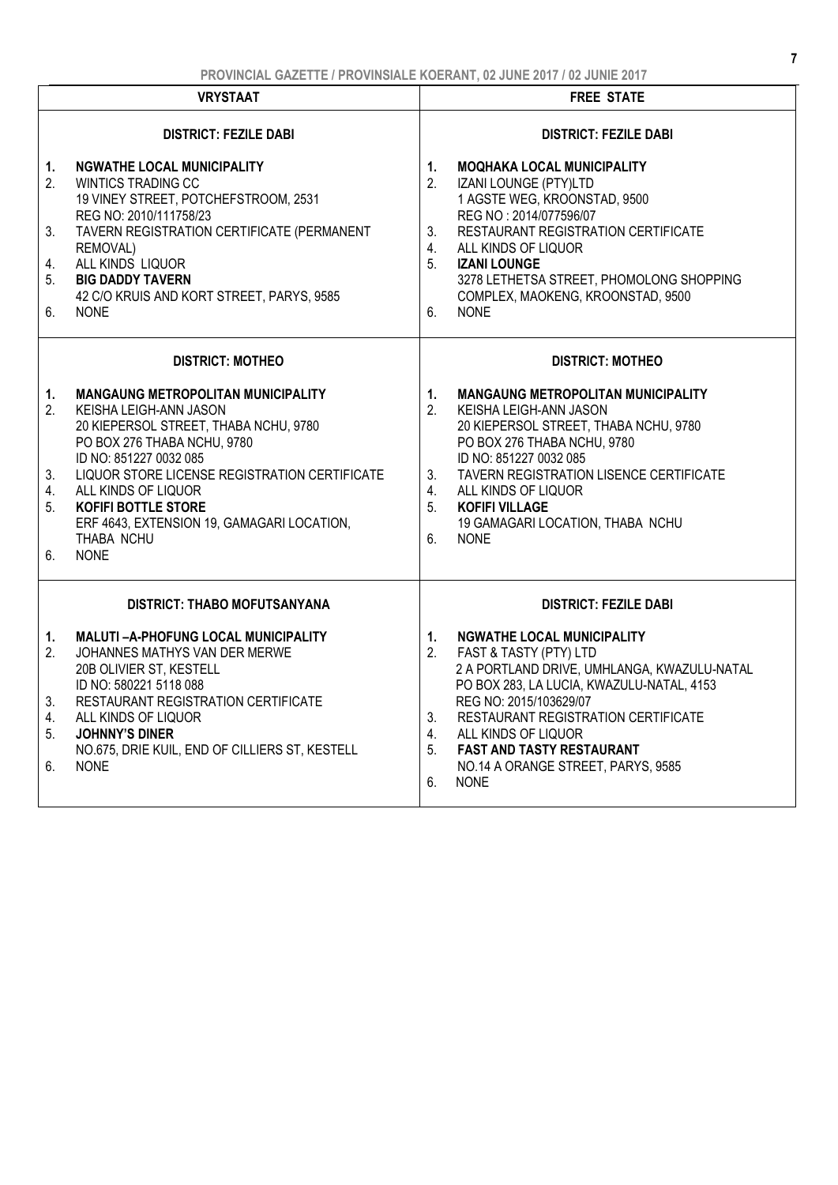| VRYSTAAT | FREE STATE |
|---|---|
| **DISTRICT: FEZILE DABI** | **DISTRICT: FEZILE DABI** |
| **1. NGWATHE LOCAL MUNICIPALITY**<br>2. WINTICS TRADING CC<br>19 VINEY STREET, POTCHEFSTROOM, 2531<br>REG NO: 2010/111758/23<br>3. TAVERN REGISTRATION CERTIFICATE (PERMANENT REMOVAL)<br>4. ALL KINDS LIQUOR<br>5. **BIG DADDY TAVERN**<br>42 C/O KRUIS AND KORT STREET, PARYS, 9585<br>6. NONE | **1. MOQHAKA LOCAL MUNICIPALITY**<br>2. IZANI LOUNGE (PTY)LTD<br>1 AGSTE WEG, KROONSTAD, 9500<br>REG NO : 2014/077596/07<br>3. RESTAURANT REGISTRATION CERTIFICATE<br>4. ALL KINDS OF LIQUOR<br>5. **IZANI LOUNGE**<br>3278 LETHETSA STREET, PHOMOLONG SHOPPING COMPLEX, MAOKENG, KROONSTAD, 9500<br>6. NONE |
| **DISTRICT: MOTHEO** | **DISTRICT: MOTHEO** |
| **1. MANGAUNG METROPOLITAN MUNICIPALITY**<br>2. KEISHA LEIGH-ANN JASON<br>20 KIEPERSOL STREET, THABA NCHU, 9780<br>PO BOX 276 THABA NCHU, 9780<br>ID NO: 851227 0032 085<br>3. LIQUOR STORE LICENSE REGISTRATION CERTIFICATE<br>4. ALL KINDS OF LIQUOR<br>5. **KOFIFI BOTTLE STORE**<br>ERF 4643, EXTENSION 19, GAMAGARI LOCATION, THABA NCHU<br>6. NONE | **1. MANGAUNG METROPOLITAN MUNICIPALITY**<br>2. KEISHA LEIGH-ANN JASON<br>20 KIEPERSOL STREET, THABA NCHU, 9780<br>PO BOX 276 THABA NCHU, 9780<br>ID NO: 851227 0032 085<br>3. TAVERN REGISTRATION LISENCE CERTIFICATE<br>4. ALL KINDS OF LIQUOR<br>5. **KOFIFI VILLAGE**<br>19 GAMAGARI LOCATION, THABA NCHU<br>6. NONE |
| **DISTRICT: THABO MOFUTSANYANA** | **DISTRICT: FEZILE DABI** |
| **1. MALUTI –A-PHOFUNG LOCAL MUNICIPALITY**<br>2. JOHANNES MATHYS VAN DER MERWE<br>20B OLIVIER ST, KESTELL<br>ID NO: 580221 5118 088<br>3. RESTAURANT REGISTRATION CERTIFICATE<br>4. ALL KINDS OF LIQUOR<br>5. **JOHNNY'S DINER**<br>NO.675, DRIE KUIL, END OF CILLIERS ST, KESTELL<br>6. NONE | **1. NGWATHE LOCAL MUNICIPALITY**<br>2. FAST & TASTY (PTY) LTD<br>2 A PORTLAND DRIVE, UMHLANGA, KWAZULU-NATAL<br>PO BOX 283, LA LUCIA, KWAZULU-NATAL, 4153<br>REG NO: 2015/103629/07<br>3. RESTAURANT REGISTRATION CERTIFICATE<br>4. ALL KINDS OF LIQUOR<br>5. **FAST AND TASTY RESTAURANT**<br>NO.14 A ORANGE STREET, PARYS, 9585<br>6. NONE |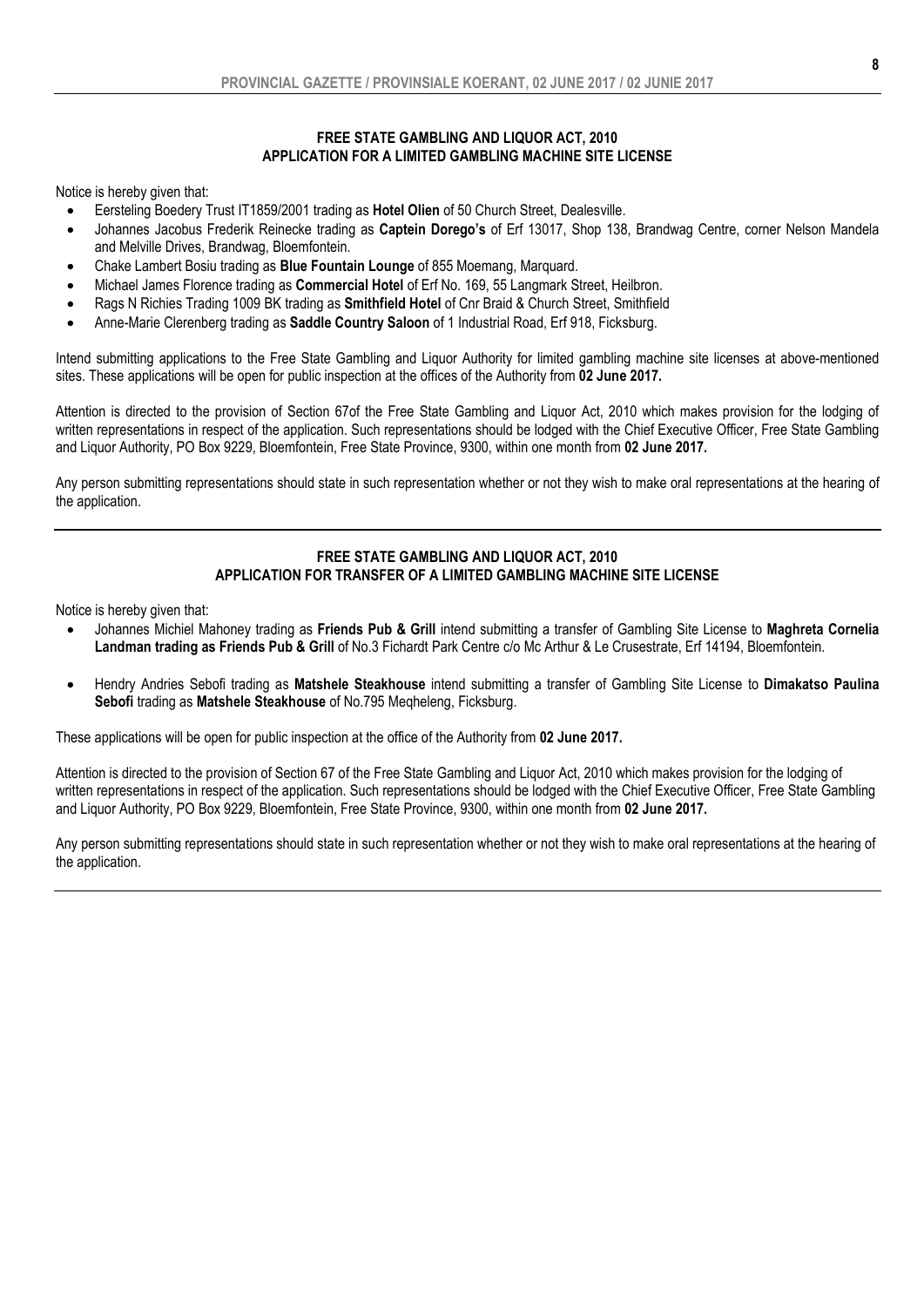## FREE STATE GAMBLING AND LIQUOR ACT, 2010
## APPLICATION FOR A LIMITED GAMBLING MACHINE SITE LICENSE

Notice is hereby given that:

- Eersteling Boedery Trust IT1859/2001 trading as **Hotel Olien** of 50 Church Street, Dealesville.
- Johannes Jacobus Frederik Reinecke trading as **Captein Dorego's** of Erf 13017, Shop 138, Brandwag Centre, corner Nelson Mandela and Melville Drives, Brandwag, Bloemfontein.
- Chake Lambert Bosiu trading as **Blue Fountain Lounge** of 855 Moemang, Marquard.
- Michael James Florence trading as **Commercial Hotel** of Erf No. 169, 55 Langmark Street, Heilbron.
- Rags N Richies Trading 1009 BK trading as **Smithfield Hotel** of Cnr Braid & Church Street, Smithfield
- Anne-Marie Clerenberg trading as **Saddle Country Saloon** of 1 Industrial Road, Erf 918, Ficksburg.

Intend submitting applications to the Free State Gambling and Liquor Authority for limited gambling machine site licenses at above-mentioned sites. These applications will be open for public inspection at the offices of the Authority from **02 June 2017.**

Attention is directed to the provision of Section 67of the Free State Gambling and Liquor Act, 2010 which makes provision for the lodging of written representations in respect of the application. Such representations should be lodged with the Chief Executive Officer, Free State Gambling and Liquor Authority, PO Box 9229, Bloemfontein, Free State Province, 9300, within one month from **02 June 2017.**

Any person submitting representations should state in such representation whether or not they wish to make oral representations at the hearing of the application.

---

## FREE STATE GAMBLING AND LIQUOR ACT, 2010
## APPLICATION FOR TRANSFER OF A LIMITED GAMBLING MACHINE SITE LICENSE

Notice is hereby given that:

- Johannes Michiel Mahoney trading as **Friends Pub & Grill** intend submitting a transfer of Gambling Site License to **Maghreta Cornelia Landman trading as Friends Pub & Grill** of No.3 Fichardt Park Centre c/o Mc Arthur & Le Crusestrate, Erf 14194, Bloemfontein.

- Hendry Andries Sebofi trading as **Matshele Steakhouse** intend submitting a transfer of Gambling Site License to **Dimakatso Paulina Sebofi** trading as **Matshele Steakhouse** of No.795 Meqheleng, Ficksburg.

These applications will be open for public inspection at the office of the Authority from **02 June 2017.**

Attention is directed to the provision of Section 67 of the Free State Gambling and Liquor Act, 2010 which makes provision for the lodging of written representations in respect of the application. Such representations should be lodged with the Chief Executive Officer, Free State Gambling and Liquor Authority, PO Box 9229, Bloemfontein, Free State Province, 9300, within one month from **02 June 2017.**

Any person submitting representations should state in such representation whether or not they wish to make oral representations at the hearing of the application.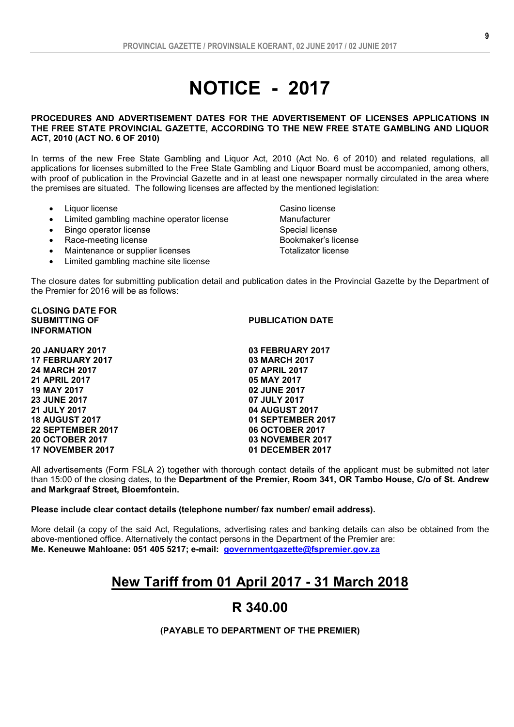# NOTICE - 2017

**PROCEDURES AND ADVERTISEMENT DATES FOR THE ADVERTISEMENT OF LICENSES APPLICATIONS IN THE FREE STATE PROVINCIAL GAZETTE, ACCORDING TO THE NEW FREE STATE GAMBLING AND LIQUOR ACT, 2010 (ACT NO. 6 OF 2010)**

In terms of the new Free State Gambling and Liquor Act, 2010 (Act No. 6 of 2010) and related regulations, all applications for licenses submitted to the Free State Gambling and Liquor Board must be accompanied, among others, with proof of publication in the Provincial Gazette and in at least one newspaper normally circulated in the area where the premises are situated. The following licenses are affected by the mentioned legislation:

- Liquor license
- Limited gambling machine operator license
- Bingo operator license
- Race-meeting license
- Maintenance or supplier licenses
- Limited gambling machine site license

Casino license
Manufacturer
Special license
Bookmaker's license
Totalizator license

The closure dates for submitting publication detail and publication dates in the Provincial Gazette by the Department of the Premier for 2016 will be as follows:

| CLOSING DATE FOR SUBMITTING OF INFORMATION | PUBLICATION DATE |
|---|---|
| **20 JANUARY 2017** | **03 FEBRUARY 2017** |
| **17 FEBRUARY 2017** | **03 MARCH 2017** |
| **24 MARCH 2017** | **07 APRIL 2017** |
| **21 APRIL 2017** | **05 MAY 2017** |
| **19 MAY 2017** | **02 JUNE 2017** |
| **23 JUNE 2017** | **07 JULY 2017** |
| **21 JULY 2017** | **04 AUGUST 2017** |
| **18 AUGUST 2017** | **01 SEPTEMBER 2017** |
| **22 SEPTEMBER 2017** | **06 OCTOBER 2017** |
| **20 OCTOBER 2017** | **03 NOVEMBER 2017** |
| **17 NOVEMBER 2017** | **01 DECEMBER 2017** |

All advertisements (Form FSLA 2) together with thorough contact details of the applicant must be submitted not later than 15:00 of the closing dates, to the **Department of the Premier, Room 341, OR Tambo House, C/o of St. Andrew and Markgraaf Street, Bloemfontein.**

**Please include clear contact details (telephone number/ fax number/ email address).**

More detail (a copy of the said Act, Regulations, advertising rates and banking details can also be obtained from the above-mentioned office. Alternatively the contact persons in the Department of the Premier are:
**Me. Keneuwe Mahloane: 051 405 5217; e-mail: governmentgazette@fspremier.gov.za**

## New Tariff from 01 April 2017 - 31 March 2018

## R 340.00

**(PAYABLE TO DEPARTMENT OF THE PREMIER)**